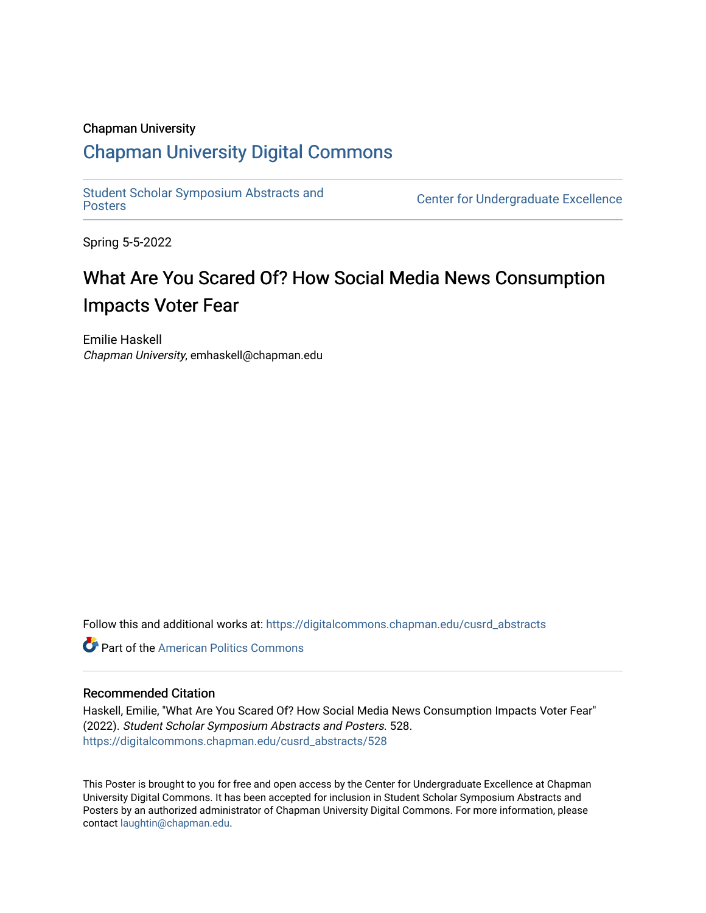Chapman University

# Chapman University Digital Commons

Student Scholar Symposium Abstracts and Posters

Center for Undergraduate Excellence

Spring 5-5-2022

## What Are You Scared Of? How Social Media News Consumption Impacts Voter Fear

Emilie Haskell
*Chapman University*, emhaskell@chapman.edu

Follow this and additional works at: https://digitalcommons.chapman.edu/cusrd_abstracts

Part of the American Politics Commons

### Recommended Citation

Haskell, Emilie, "What Are You Scared Of? How Social Media News Consumption Impacts Voter Fear" (2022). *Student Scholar Symposium Abstracts and Posters*. 528.
https://digitalcommons.chapman.edu/cusrd_abstracts/528

This Poster is brought to you for free and open access by the Center for Undergraduate Excellence at Chapman University Digital Commons. It has been accepted for inclusion in Student Scholar Symposium Abstracts and Posters by an authorized administrator of Chapman University Digital Commons. For more information, please contact laughtin@chapman.edu.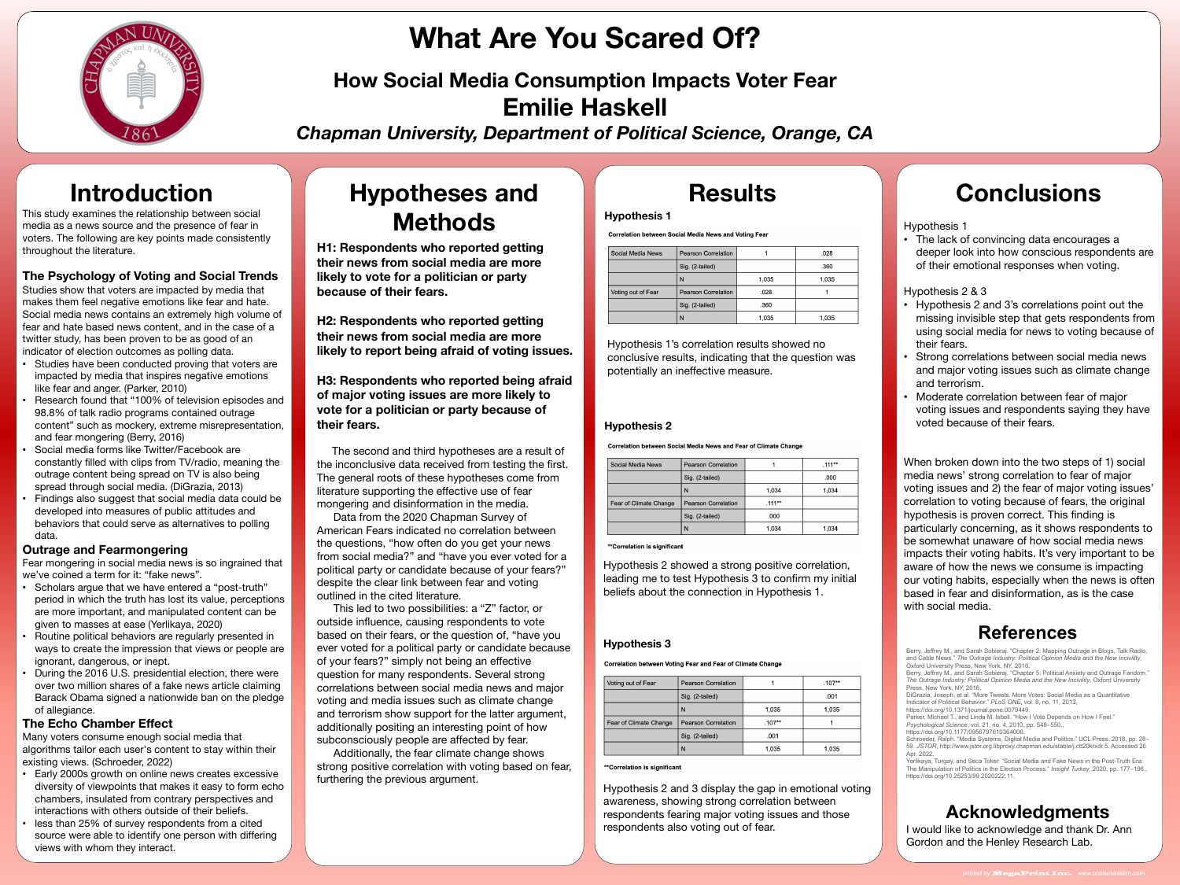# What Are You Scared Of?

## How Social Media Consumption Impacts Voter Fear

## Emilie Haskell

### *Chapman University, Department of Political Science, Orange, CA*

## Introduction

This study examines the relationship between social media as a news source and the presence of fear in voters. The following are key points made consistently throughout the literature.

### The Psychology of Voting and Social Trends

Studies show that voters are impacted by media that makes them feel negative emotions like fear and hate. Social media news contains an extremely high volume of fear and hate based news content, and in the case of a twitter study, has been proven to be as good of an indicator of election outcomes as polling data.

- Studies have been conducted proving that voters are impacted by media that inspires negative emotions like fear and anger. (Parker, 2010)
- Research found that "100% of television episodes and 98.8% of talk radio programs contained outrage content" such as mockery, extreme misrepresentation, and fear mongering (Berry, 2016)
- Social media forms like Twitter/Facebook are constantly filled with clips from TV/radio, meaning the outrage content being spread on TV is also being spread through social media. (DiGrazia, 2013)
- Findings also suggest that social media data could be developed into measures of public attitudes and behaviors that could serve as alternatives to polling data.

### Outrage and Fearmongering

Fear mongering in social media news is so ingrained that we've coined a term for it: "fake news".

- Scholars argue that we have entered a "post-truth" period in which the truth has lost its value, perceptions are more important, and manipulated content can be given to masses at ease (Yerlikaya, 2020)
- Routine political behaviors are regularly presented in ways to create the impression that views or people are ignorant, dangerous, or inept.
- During the 2016 U.S. presidential election, there were over two million shares of a fake news article claiming Barack Obama signed a nationwide ban on the pledge of allegiance.

### The Echo Chamber Effect

Many voters consume enough social media that algorithms tailor each user's content to stay within their existing views. (Schroeder, 2022)

- Early 2000s growth on online news creates excessive diversity of viewpoints that makes it easy to form echo chambers, insulated from contrary perspectives and interactions with others outside of their beliefs.
- less than 25% of survey respondents from a cited source were able to identify one person with differing views with whom they interact.

## Hypotheses and Methods

**H1: Respondents who reported getting their news from social media are more likely to vote for a politician or party because of their fears.**

**H2: Respondents who reported getting their news from social media are more likely to report being afraid of voting issues.**

**H3: Respondents who reported being afraid of major voting issues are more likely to vote for a politician or party because of their fears.**

The second and third hypotheses are a result of the inconclusive data received from testing the first. The general roots of these hypotheses come from literature supporting the effective use of fear mongering and disinformation in the media.

Data from the 2020 Chapman Survey of American Fears indicated no correlation between the questions, "how often do you get your news from social media?" and "have you ever voted for a political party or candidate because of your fears?" despite the clear link between fear and voting outlined in the cited literature.

This led to two possibilities: a "Z" factor, or outside influence, causing respondents to vote based on their fears, or the question of, "have you ever voted for a political party or candidate because of your fears?" simply not being an effective question for many respondents. Several strong correlations between social media news and major voting and media issues such as climate change and terrorism show support for the latter argument, additionally positing an interesting point of how subconsciously people are affected by fear.

Additionally, the fear climate change shows strong positive correlation with voting based on fear, furthering the previous argument.

## Results

### Hypothesis 1

**Correlation between Social Media News and Voting Fear**

| | | | |
|---|---|---|---|
| Social Media News | Pearson Correlation | 1 | .028 |
| | Sig. (2-tailed) | | .360 |
| | N | 1,035 | 1,035 |
| Voting out of Fear | Pearson Correlation | .028 | 1 |
| | Sig. (2-tailed) | .360 | |
| | N | 1,035 | 1,035 |

Hypothesis 1's correlation results showed no conclusive results, indicating that the question was potentially an ineffective measure.

### Hypothesis 2

**Correlation between Social Media News and Fear of Climate Change**

| | | | |
|---|---|---|---|
| Social Media News | Pearson Correlation | 1 | .111** |
| | Sig. (2-tailed) | | .000 |
| | N | 1,034 | 1,034 |
| Fear of Climate Change | Pearson Correlation | .111** | |
| | Sig. (2-tailed) | .000 | |
| | N | 1,034 | 1,034 |

**Correlation is significant

Hypothesis 2 showed a strong positive correlation, leading me to test Hypothesis 3 to confirm my initial beliefs about the connection in Hypothesis 1.

### Hypothesis 3

**Correlation between Voting Fear and Fear of Climate Change**

| | | | |
|---|---|---|---|
| Voting out of Fear | Pearson Correlation | 1 | .107** |
| | Sig. (2-tailed) | | .001 |
| | N | 1,035 | 1,035 |
| Fear of Climate Change | Pearson Correlation | .107** | 1 |
| | Sig. (2-tailed) | .001 | |
| | N | 1,035 | 1,035 |

**Correlation is significant

Hypothesis 2 and 3 display the gap in emotional voting awareness, showing strong correlation between respondents fearing major voting issues and those respondents also voting out of fear.

## Conclusions

Hypothesis 1

- The lack of convincing data encourages a deeper look into how conscious respondents are of their emotional responses when voting.

Hypothesis 2 & 3

- Hypothesis 2 and 3's correlations point out the missing invisible step that gets respondents from using social media for news to voting because of their fears.
- Strong correlations between social media news and major voting issues such as climate change and terrorism.
- Moderate correlation between fear of major voting issues and respondents saying they have voted because of their fears.

When broken down into the two steps of 1) social media news' strong correlation to fear of major voting issues and 2) the fear of major voting issues' correlation to voting because of fears, the original hypothesis is proven correct. This finding is particularly concerning, as it shows respondents to be somewhat unaware of how social media news impacts their voting habits. It's very important to be aware of how the news we consume is impacting our voting habits, especially when the news is often based in fear and disinformation, as is the case with social media.

## References

Berry, Jeffrey M., and Sarah Sobieraj. "Chapter 2: Mapping Outrage in Blogs, Talk Radio, and Cable News." *The Outrage Industry: Political Opinion Media and the New Incivility*, Oxford University Press, New York, NY, 2016.

Berry, Jeffrey M., and Sarah Sobieraj. "Chapter 5: Political Anxiety and Outrage Fandom." *The Outrage Industry: Political Opinion Media and the New Incivility*, Oxford University Press, New York, NY, 2016.

DiGrazia, Joseph, et al. "More Tweets, More Votes: Social Media as a Quantitative Indicator of Political Behavior." *PLoS ONE*, vol. 8, no. 11, 2013, https://doi.org/10.1371/journal.pone.0079449.

Parker, Michael T., and Linda M. Isbell. "How I Vote Depends on How I Feel." *Psychological Science*, vol. 21, no. 4, 2010, pp. 548–550., https://doi.org/10.1177/0956797610364006.

Schroeder, Ralph. "Media Systems, Digital Media and Politics." UCL Press, 2018, pp. 28–59. *JSTOR*, http://www.jstor.org.libproxy.chapman.edu/stable/j.ctt20krxdr.5. Accessed 26 Apr. 2022.

Yerlikaya, Turgay, and Seca Toker. "Social Media and Fake News in the Post-Truth Era: The Manipulation of Politics in the Election Process." *Insight Turkey*, 2020, pp. 177–196., https://doi.org/10.25253/99.2020222.11.

## Acknowledgments

I would like to acknowledge and thank Dr. Ann Gordon and the Henley Research Lab.